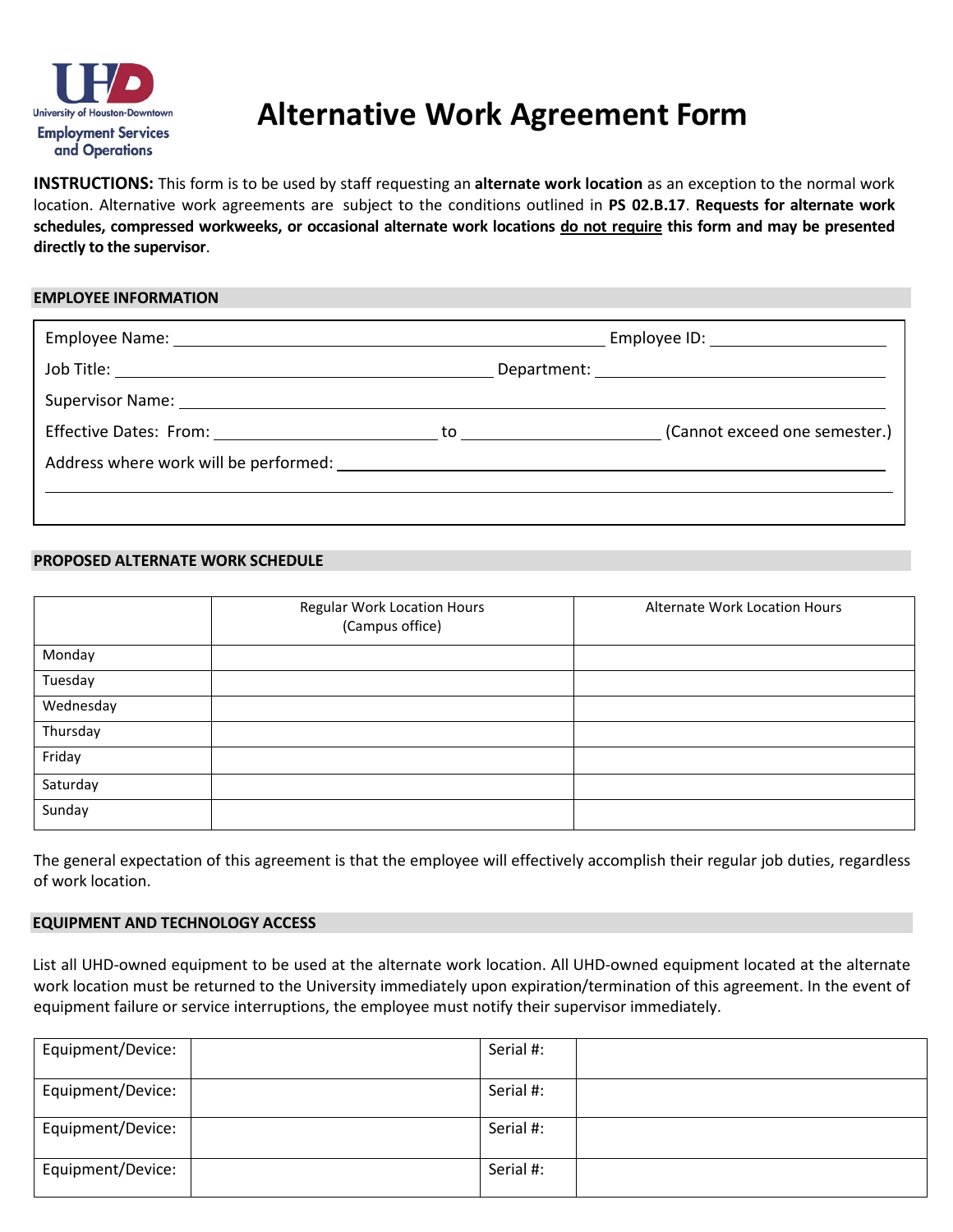# Alternative Work Agreement Form

University of Houston-Downtown
Employment Services and Operations

**INSTRUCTIONS:** This form is to be used by staff requesting an **alternate work location** as an exception to the normal work location. Alternative work agreements are subject to the conditions outlined in **PS 02.B.17**. **Requests for alternate work schedules, compressed workweeks, or occasional alternate work locations <u>do not require</u> this form and may be presented directly to the supervisor**.

## EMPLOYEE INFORMATION

Employee Name: ______________________________ Employee ID: ______________

Job Title: ______________________________ Department: ______________________

Supervisor Name: ______________________________________________

Effective Dates: From: ________________ to ________________ (Cannot exceed one semester.)

Address where work will be performed: ______________________________________________

______________________________________________________________________

## PROPOSED ALTERNATE WORK SCHEDULE

| | Regular Work Location Hours (Campus office) | Alternate Work Location Hours |
|---|---|---|
| Monday | | |
| Tuesday | | |
| Wednesday | | |
| Thursday | | |
| Friday | | |
| Saturday | | |
| Sunday | | |

The general expectation of this agreement is that the employee will effectively accomplish their regular job duties, regardless of work location.

## EQUIPMENT AND TECHNOLOGY ACCESS

List all UHD-owned equipment to be used at the alternate work location. All UHD-owned equipment located at the alternate work location must be returned to the University immediately upon expiration/termination of this agreement. In the event of equipment failure or service interruptions, the employee must notify their supervisor immediately.

| Equipment/Device: | | Serial #: | |
|---|---|---|---|
| Equipment/Device: | | Serial #: | |
| Equipment/Device: | | Serial #: | |
| Equipment/Device: | | Serial #: | |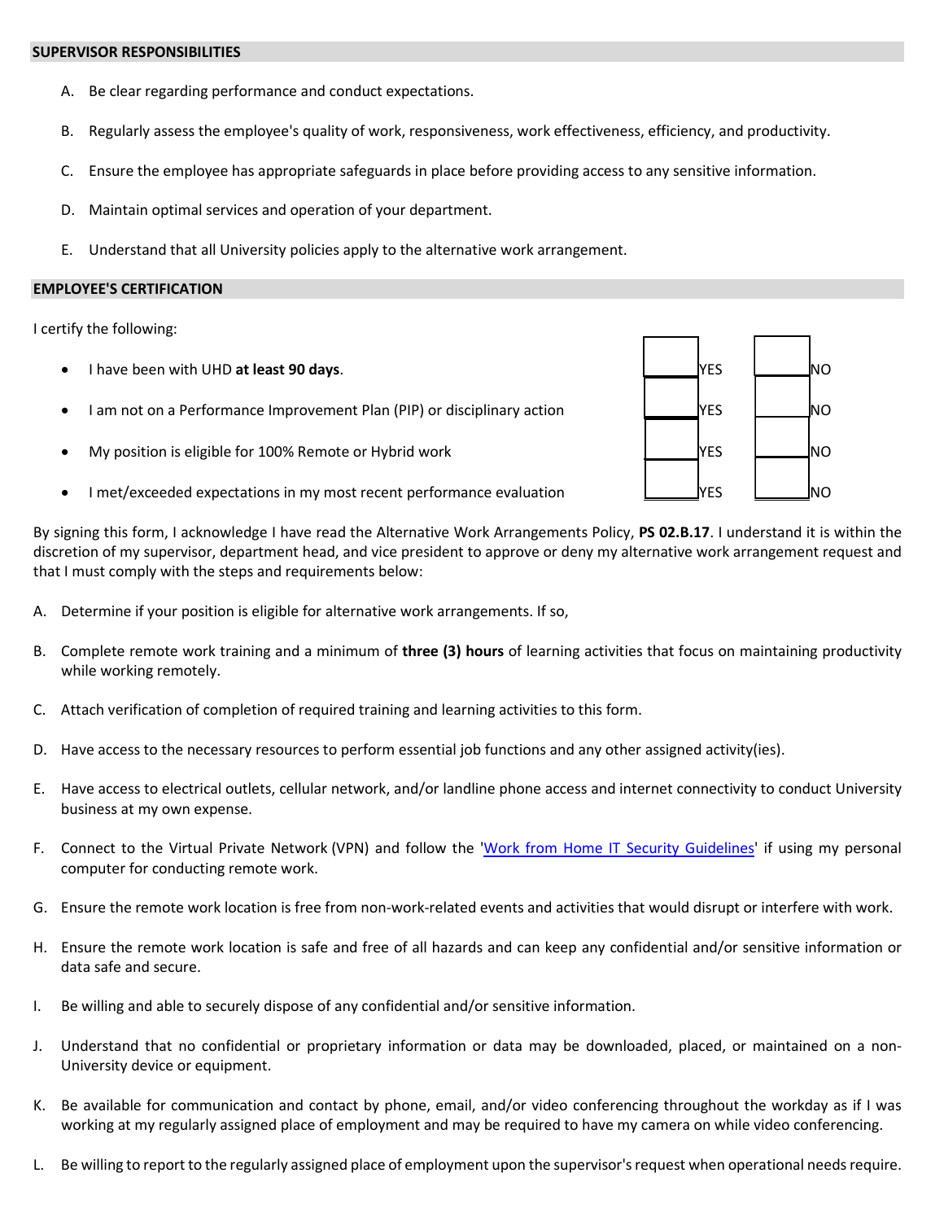## SUPERVISOR RESPONSIBILITIES

A. Be clear regarding performance and conduct expectations.

B. Regularly assess the employee's quality of work, responsiveness, work effectiveness, efficiency, and productivity.

C. Ensure the employee has appropriate safeguards in place before providing access to any sensitive information.

D. Maintain optimal services and operation of your department.

E. Understand that all University policies apply to the alternative work arrangement.

## EMPLOYEE'S CERTIFICATION

I certify the following:

| | | |
|---|---|---|
| • I have been with UHD **at least 90 days**. | ☐ YES | ☐ NO |
| • I am not on a Performance Improvement Plan (PIP) or disciplinary action | ☐ YES | ☐ NO |
| • My position is eligible for 100% Remote or Hybrid work | ☐ YES | ☐ NO |
| • I met/exceeded expectations in my most recent performance evaluation | ☐ YES | ☐ NO |

By signing this form, I acknowledge I have read the Alternative Work Arrangements Policy, **PS 02.B.17**. I understand it is within the discretion of my supervisor, department head, and vice president to approve or deny my alternative work arrangement request and that I must comply with the steps and requirements below:

A. Determine if your position is eligible for alternative work arrangements. If so,

B. Complete remote work training and a minimum of **three (3) hours** of learning activities that focus on maintaining productivity while working remotely.

C. Attach verification of completion of required training and learning activities to this form.

D. Have access to the necessary resources to perform essential job functions and any other assigned activity(ies).

E. Have access to electrical outlets, cellular network, and/or landline phone access and internet connectivity to conduct University business at my own expense.

F. Connect to the Virtual Private Network (VPN) and follow the 'Work from Home IT Security Guidelines' if using my personal computer for conducting remote work.

G. Ensure the remote work location is free from non-work-related events and activities that would disrupt or interfere with work.

H. Ensure the remote work location is safe and free of all hazards and can keep any confidential and/or sensitive information or data safe and secure.

I. Be willing and able to securely dispose of any confidential and/or sensitive information.

J. Understand that no confidential or proprietary information or data may be downloaded, placed, or maintained on a non-University device or equipment.

K. Be available for communication and contact by phone, email, and/or video conferencing throughout the workday as if I was working at my regularly assigned place of employment and may be required to have my camera on while video conferencing.

L. Be willing to report to the regularly assigned place of employment upon the supervisor's request when operational needs require.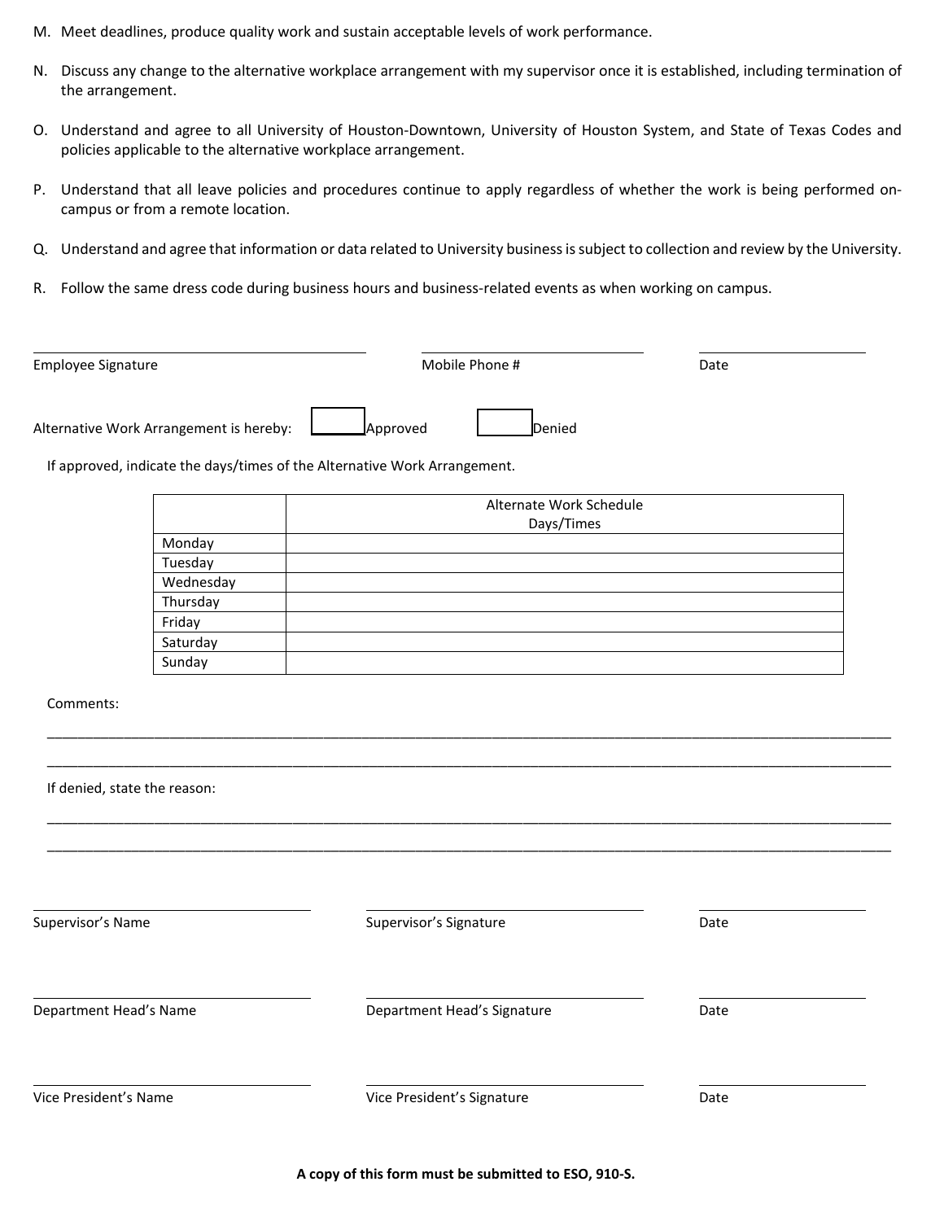M. Meet deadlines, produce quality work and sustain acceptable levels of work performance.

N. Discuss any change to the alternative workplace arrangement with my supervisor once it is established, including termination of the arrangement.

O. Understand and agree to all University of Houston-Downtown, University of Houston System, and State of Texas Codes and policies applicable to the alternative workplace arrangement.

P. Understand that all leave policies and procedures continue to apply regardless of whether the work is being performed on-campus or from a remote location.

Q. Understand and agree that information or data related to University business is subject to collection and review by the University.

R. Follow the same dress code during business hours and business-related events as when working on campus.

\_\_\_\_\_\_\_\_\_\_\_\_\_\_\_\_\_\_\_\_\_\_\_\_\_\_\_\_\_\_ \_\_\_\_\_\_\_\_\_\_\_\_\_\_\_\_\_\_\_\_ \_\_\_\_\_\_\_\_\_\_\_\_\_\_\_

Employee Signature Mobile Phone # Date

Alternative Work Arrangement is hereby: ☐ Approved ☐ Denied

If approved, indicate the days/times of the Alternative Work Arrangement.

| | Alternate Work Schedule Days/Times |
|---|---|
| Monday | |
| Tuesday | |
| Wednesday | |
| Thursday | |
| Friday | |
| Saturday | |
| Sunday | |

Comments:

\_\_\_\_\_\_\_\_\_\_\_\_\_\_\_\_\_\_\_\_\_\_\_\_\_\_\_\_\_\_\_\_\_\_\_\_\_\_\_\_\_\_\_\_\_\_\_\_\_\_\_\_\_\_\_\_\_\_\_\_\_\_\_\_\_\_\_\_\_\_\_\_\_\_\_\_

\_\_\_\_\_\_\_\_\_\_\_\_\_\_\_\_\_\_\_\_\_\_\_\_\_\_\_\_\_\_\_\_\_\_\_\_\_\_\_\_\_\_\_\_\_\_\_\_\_\_\_\_\_\_\_\_\_\_\_\_\_\_\_\_\_\_\_\_\_\_\_\_\_\_\_\_

If denied, state the reason:

\_\_\_\_\_\_\_\_\_\_\_\_\_\_\_\_\_\_\_\_\_\_\_\_\_\_\_\_\_\_\_\_\_\_\_\_\_\_\_\_\_\_\_\_\_\_\_\_\_\_\_\_\_\_\_\_\_\_\_\_\_\_\_\_\_\_\_\_\_\_\_\_\_\_\_\_

\_\_\_\_\_\_\_\_\_\_\_\_\_\_\_\_\_\_\_\_\_\_\_\_\_\_\_\_\_\_\_\_\_\_\_\_\_\_\_\_\_\_\_\_\_\_\_\_\_\_\_\_\_\_\_\_\_\_\_\_\_\_\_\_\_\_\_\_\_\_\_\_\_\_\_\_

\_\_\_\_\_\_\_\_\_\_\_\_\_\_\_\_\_\_\_\_\_\_\_\_\_ \_\_\_\_\_\_\_\_\_\_\_\_\_\_\_\_\_\_\_\_\_\_\_\_\_ \_\_\_\_\_\_\_\_\_\_\_\_\_\_\_

Supervisor's Name Supervisor's Signature Date

\_\_\_\_\_\_\_\_\_\_\_\_\_\_\_\_\_\_\_\_\_\_\_\_\_ \_\_\_\_\_\_\_\_\_\_\_\_\_\_\_\_\_\_\_\_\_\_\_\_\_ \_\_\_\_\_\_\_\_\_\_\_\_\_\_\_

Department Head's Name Department Head's Signature Date

\_\_\_\_\_\_\_\_\_\_\_\_\_\_\_\_\_\_\_\_\_\_\_\_\_ \_\_\_\_\_\_\_\_\_\_\_\_\_\_\_\_\_\_\_\_\_\_\_\_\_ \_\_\_\_\_\_\_\_\_\_\_\_\_\_\_

Vice President's Name Vice President's Signature Date

**A copy of this form must be submitted to ESO, 910-S.**